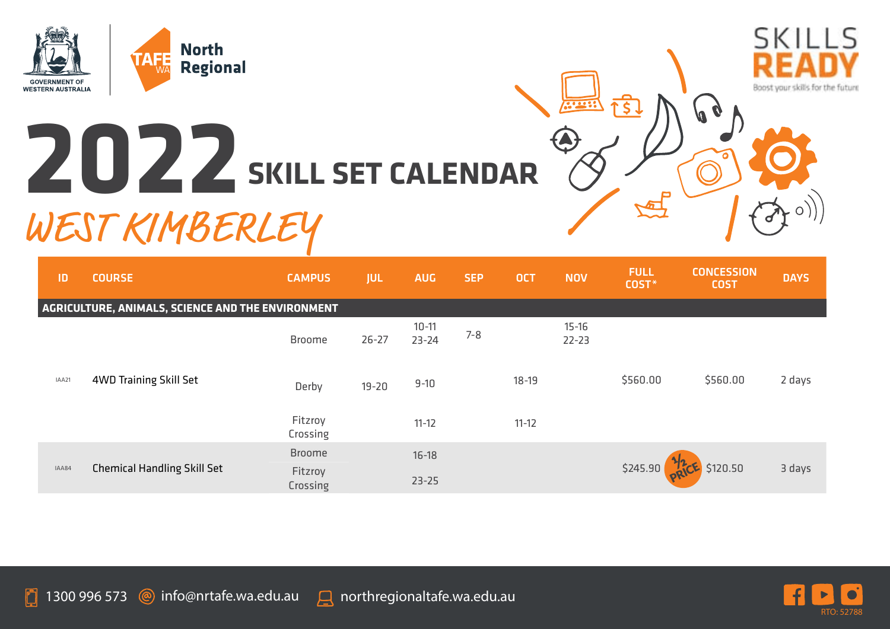GOVERNMENT OF WESTERN AUSTRALIA

TAFE WA North Regional

SKILLS READY
Boost your skills for the future

# 2022 SKILL SET CALENDAR

## WEST KIMBERLEY

| ID | COURSE | CAMPUS | JUL | AUG | SEP | OCT | NOV | FULL COST* | CONCESSION COST | DAYS |
|---|---|---|---|---|---|---|---|---|---|---|
| **AGRICULTURE, ANIMALS, SCIENCE AND THE ENVIRONMENT** | | | | | | | | | | |
| IAA21 | 4WD Training Skill Set | Broome | 26-27 | 10-11<br>23-24 | 7-8 | | 15-16<br>22-23 | $560.00 | $560.00 | 2 days |
| | | Derby | 19-20 | 9-10 | | 18-19 | | | | |
| | | Fitzroy Crossing | | 11-12 | | 11-12 | | | | |
| IAA84 | Chemical Handling Skill Set | Broome | | 16-18 | | | | $245.90 | ½ PRICE $120.50 | 3 days |
| | | Fitzroy Crossing | | 23-25 | | | | | | |

1300 996 573 info@nrtafe.wa.edu.au northregionaltafe.wa.edu.au

RTO: 52788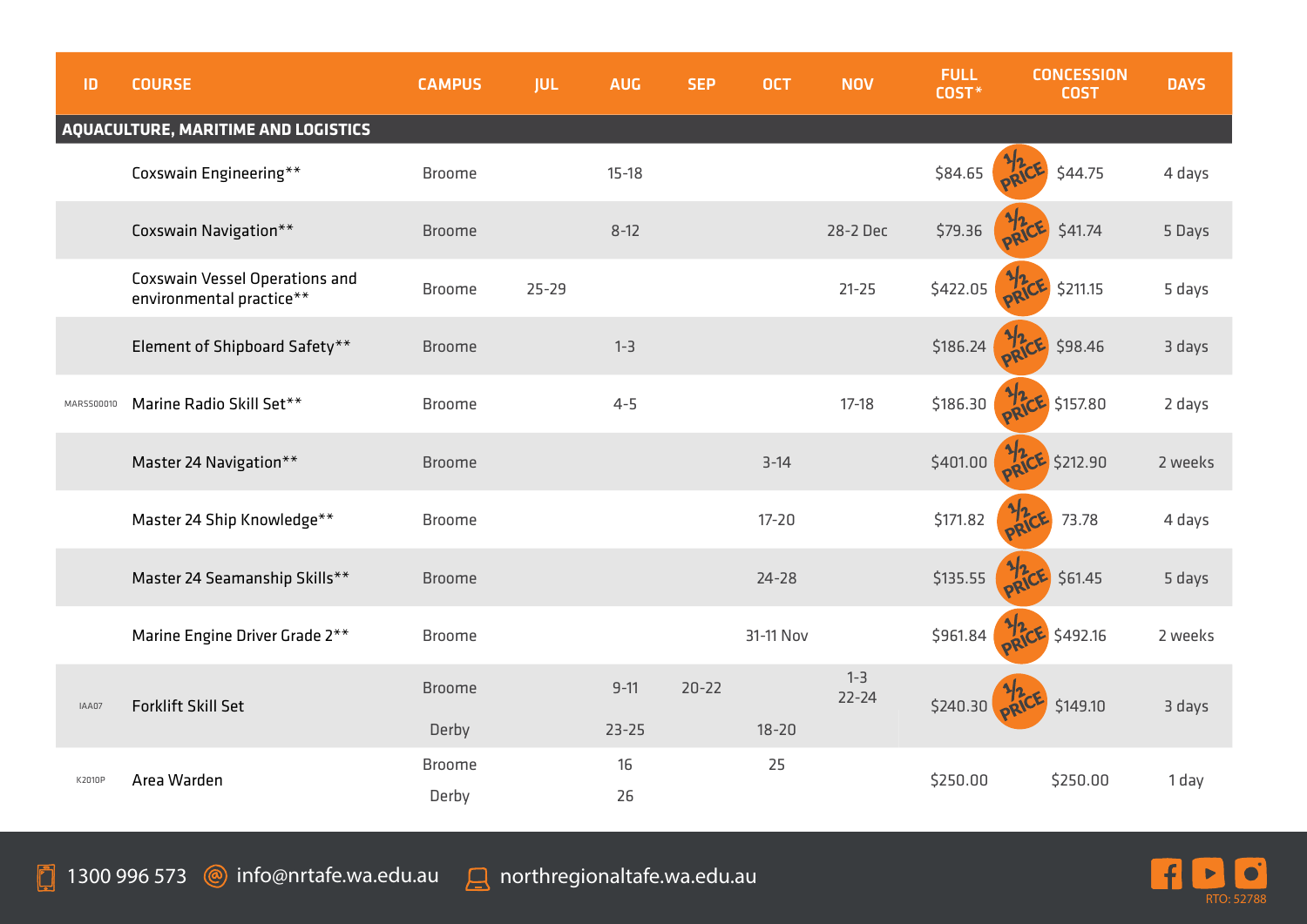| ID | COURSE | CAMPUS | JUL | AUG | SEP | OCT | NOV | FULL COST* | | CONCESSION COST | DAYS |
|---|---|---|---|---|---|---|---|---|---|---|---|
| **AQUACULTURE, MARITIME AND LOGISTICS** | | | | | | | | | | | |
| | Coxswain Engineering** | Broome | | 15-18 | | | | $84.65 | ½ PRICE | $44.75 | 4 days |
| | Coxswain Navigation** | Broome | | 8-12 | | | 28-2 Dec | $79.36 | ½ PRICE | $41.74 | 5 Days |
| | Coxswain Vessel Operations and environmental practice** | Broome | 25-29 | | | | 21-25 | $422.05 | ½ PRICE | $211.15 | 5 days |
| | Element of Shipboard Safety** | Broome | | 1-3 | | | | $186.24 | ½ PRICE | $98.46 | 3 days |
| MARSS00010 | Marine Radio Skill Set** | Broome | | 4-5 | | | 17-18 | $186.30 | ½ PRICE | $157.80 | 2 days |
| | Master 24 Navigation** | Broome | | | | 3-14 | | $401.00 | ½ PRICE | $212.90 | 2 weeks |
| | Master 24 Ship Knowledge** | Broome | | | | 17-20 | | $171.82 | ½ PRICE | 73.78 | 4 days |
| | Master 24 Seamanship Skills** | Broome | | | | 24-28 | | $135.55 | ½ PRICE | $61.45 | 5 days |
| | Marine Engine Driver Grade 2** | Broome | | | | 31-11 Nov | | $961.84 | ½ PRICE | $492.16 | 2 weeks |
| IAA07 | Forklift Skill Set | Broome | | 9-11 | 20-22 | | 1-3<br>22-24 | $240.30 | ½ PRICE | $149.10 | 3 days |
| | | Derby | | 23-25 | | 18-20 | | | | | |
| K2010P | Area Warden | Broome | | 16 | | 25 | | $250.00 | | $250.00 | 1 day |
| | | Derby | | 26 | | | | | | | |

1300 996 573 info@nrtafe.wa.edu.au northregionaltafe.wa.edu.au

RTO: 52788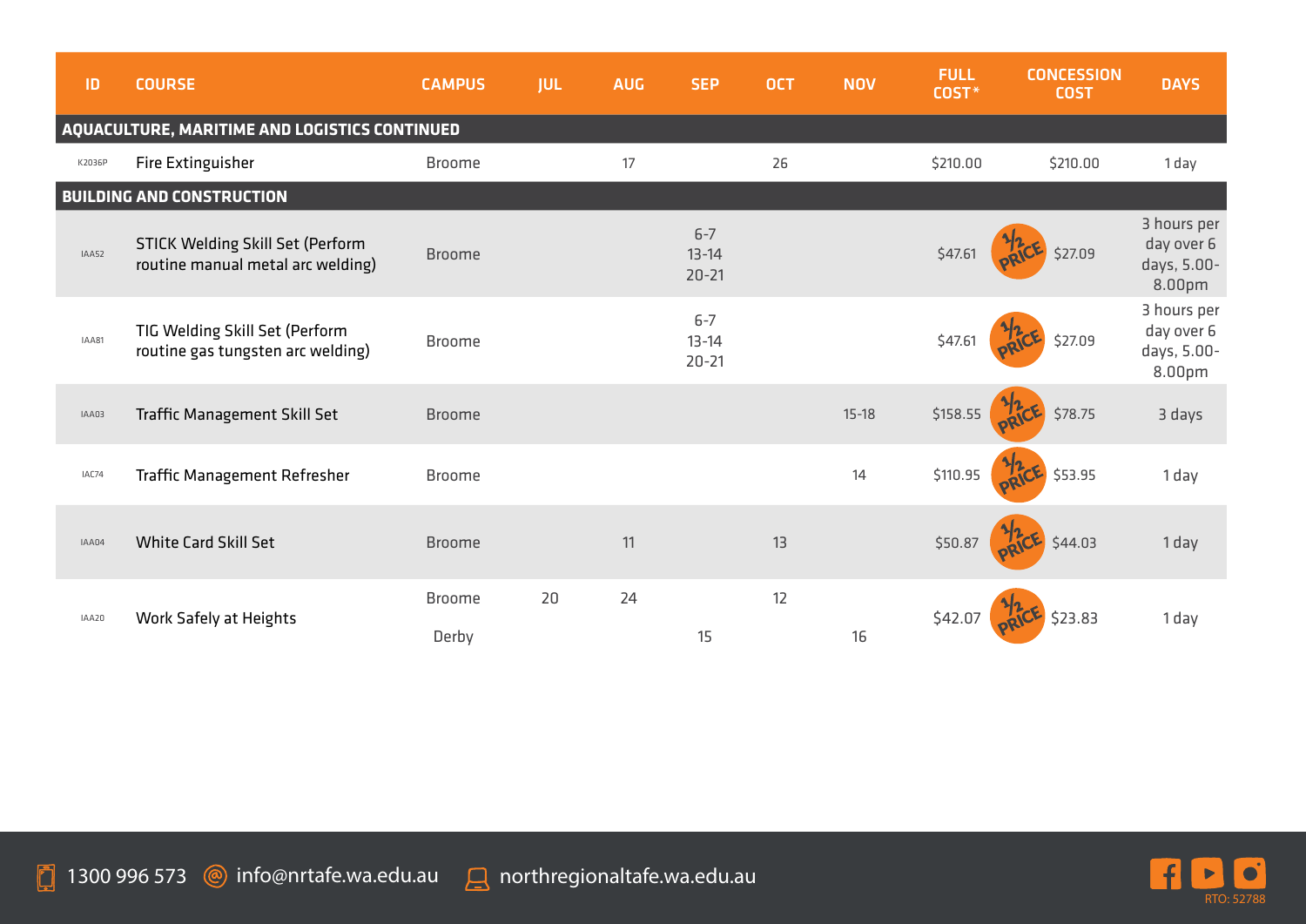| ID | COURSE | CAMPUS | JUL | AUG | SEP | OCT | NOV | FULL COST* | CONCESSION COST | DAYS |
|---|---|---|---|---|---|---|---|---|---|---|
| **AQUACULTURE, MARITIME AND LOGISTICS CONTINUED** | | | | | | | | | | |
| K2036P | Fire Extinguisher | Broome | | 17 | | 26 | | $210.00 | $210.00 | 1 day |
| **BUILDING AND CONSTRUCTION** | | | | | | | | | | |
| IAA52 | STICK Welding Skill Set (Perform routine manual metal arc welding) | Broome | | | 6-7<br>13-14<br>20-21 | | | $47.61 | ½ PRICE $27.09 | 3 hours per day over 6 days, 5.00-8.00pm |
| IAA81 | TIG Welding Skill Set (Perform routine gas tungsten arc welding) | Broome | | | 6-7<br>13-14<br>20-21 | | | $47.61 | ½ PRICE $27.09 | 3 hours per day over 6 days, 5.00-8.00pm |
| IAA03 | Traffic Management Skill Set | Broome | | | | | 15-18 | $158.55 | ½ PRICE $78.75 | 3 days |
| IAC74 | Traffic Management Refresher | Broome | | | | | 14 | $110.95 | ½ PRICE $53.95 | 1 day |
| IAA04 | White Card Skill Set | Broome | | 11 | | 13 | | $50.87 | ½ PRICE $44.03 | 1 day |
| IAA20 | Work Safely at Heights | Broome | 20 | 24 | | 12 | | $42.07 | ½ PRICE $23.83 | 1 day |
| | | Derby | | | 15 | | 16 | | | |

1300 996 573 info@nrtafe.wa.edu.au northregionaltafe.wa.edu.au

RTO: 52788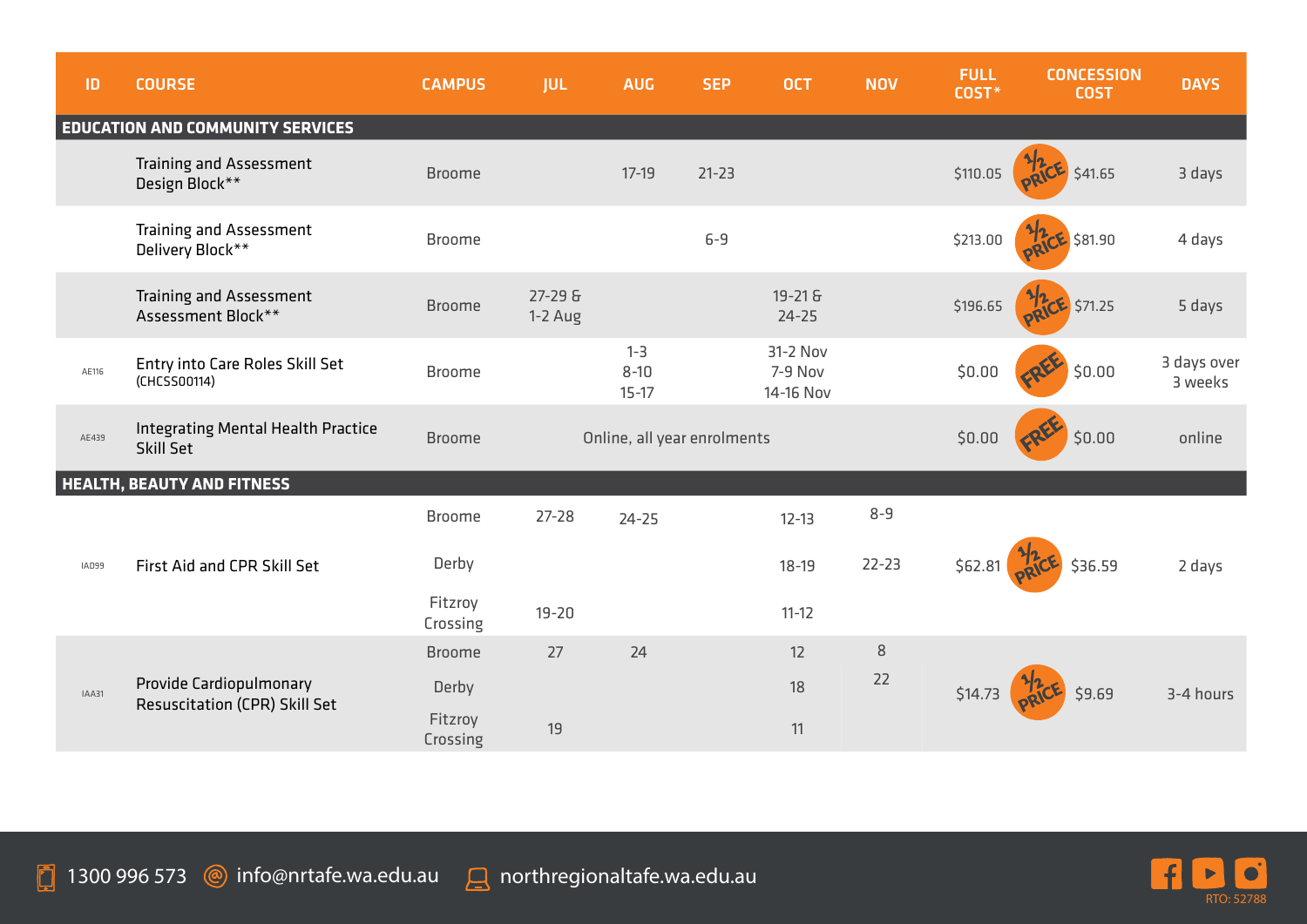| ID | COURSE | CAMPUS | JUL | AUG | SEP | OCT | NOV | FULL COST* | CONCESSION COST | DAYS |
|---|---|---|---|---|---|---|---|---|---|---|
| **EDUCATION AND COMMUNITY SERVICES** | | | | | | | | | | |
| | Training and Assessment Design Block** | Broome | | 17-19 | 21-23 | | | $110.05 | ½ PRICE $41.65 | 3 days |
| | Training and Assessment Delivery Block** | Broome | | | 6-9 | | | $213.00 | ½ PRICE $81.90 | 4 days |
| | Training and Assessment Assessment Block** | Broome | 27-29 & 1-2 Aug | | | 19-21 & 24-25 | | $196.65 | ½ PRICE $71.25 | 5 days |
| AE116 | Entry into Care Roles Skill Set (CHCSS00114) | Broome | | 1-3<br>8-10<br>15-17 | | 31-2 Nov<br>7-9 Nov<br>14-16 Nov | | $0.00 | FREE $0.00 | 3 days over 3 weeks |
| AE439 | Integrating Mental Health Practice Skill Set | Broome | Online, all year enrolments | | | | | $0.00 | FREE $0.00 | online |
| **HEALTH, BEAUTY AND FITNESS** | | | | | | | | | | |
| IAD99 | First Aid and CPR Skill Set | Broome | 27-28 | 24-25 | | 12-13 | 8-9 | $62.81 | ½ PRICE $36.59 | 2 days |
| | | Derby | | | | 18-19 | 22-23 | | | |
| | | Fitzroy Crossing | 19-20 | | | 11-12 | | | | |
| IAA31 | Provide Cardiopulmonary Resuscitation (CPR) Skill Set | Broome | 27 | 24 | | 12 | 8 | $14.73 | ½ PRICE $9.69 | 3-4 hours |
| | | Derby | | | | 18 | 22 | | | |
| | | Fitzroy Crossing | 19 | | | 11 | | | | |

1300 996 573 info@nrtafe.wa.edu.au northregionaltafe.wa.edu.au

RTO: 52788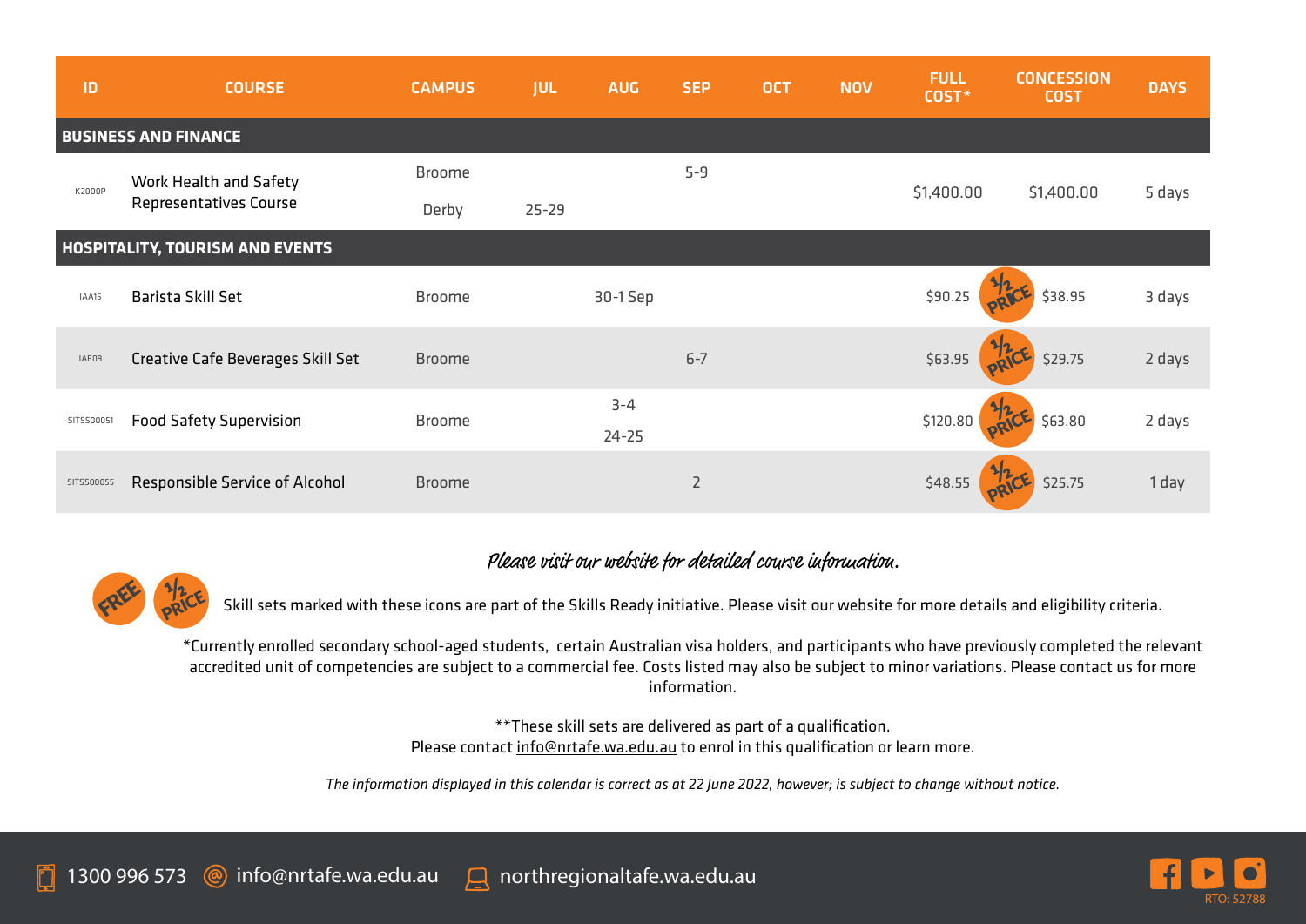| ID | COURSE | CAMPUS | JUL | AUG | SEP | OCT | NOV | FULL COST* | CONCESSION COST | DAYS |
|---|---|---|---|---|---|---|---|---|---|---|
| **BUSINESS AND FINANCE** | | | | | | | | | | |
| K2000P | Work Health and Safety Representatives Course | Broome | | | 5-9 | | | $1,400.00 | $1,400.00 | 5 days |
| | | Derby | 25-29 | | | | | | | |
| **HOSPITALITY, TOURISM AND EVENTS** | | | | | | | | | | |
| IAA15 | Barista Skill Set | Broome | | 30-1 Sep | | | | $90.25 | ½ PRICE $38.95 | 3 days |
| IAE09 | Creative Cafe Beverages Skill Set | Broome | | | 6-7 | | | $63.95 | ½ PRICE $29.75 | 2 days |
| SITSS00051 | Food Safety Supervision | Broome | | 3-4<br>24-25 | | | | $120.80 | ½ PRICE $63.80 | 2 days |
| SITSS00055 | Responsible Service of Alcohol | Broome | | | 2 | | | $48.55 | ½ PRICE $25.75 | 1 day |

*Please visit our website for detailed course information.*

FREE ½ PRICE Skill sets marked with these icons are part of the Skills Ready initiative. Please visit our website for more details and eligibility criteria.

*Currently enrolled secondary school-aged students, certain Australian visa holders, and participants who have previously completed the relevant accredited unit of competencies are subject to a commercial fee. Costs listed may also be subject to minor variations. Please contact us for more information.

**These skill sets are delivered as part of a qualification.
Please contact info@nrtafe.wa.edu.au to enrol in this qualification or learn more.

*The information displayed in this calendar is correct as at 22 June 2022, however; is subject to change without notice.*

1300 996 573 info@nrtafe.wa.edu.au northregionaltafe.wa.edu.au

RTO: 52788